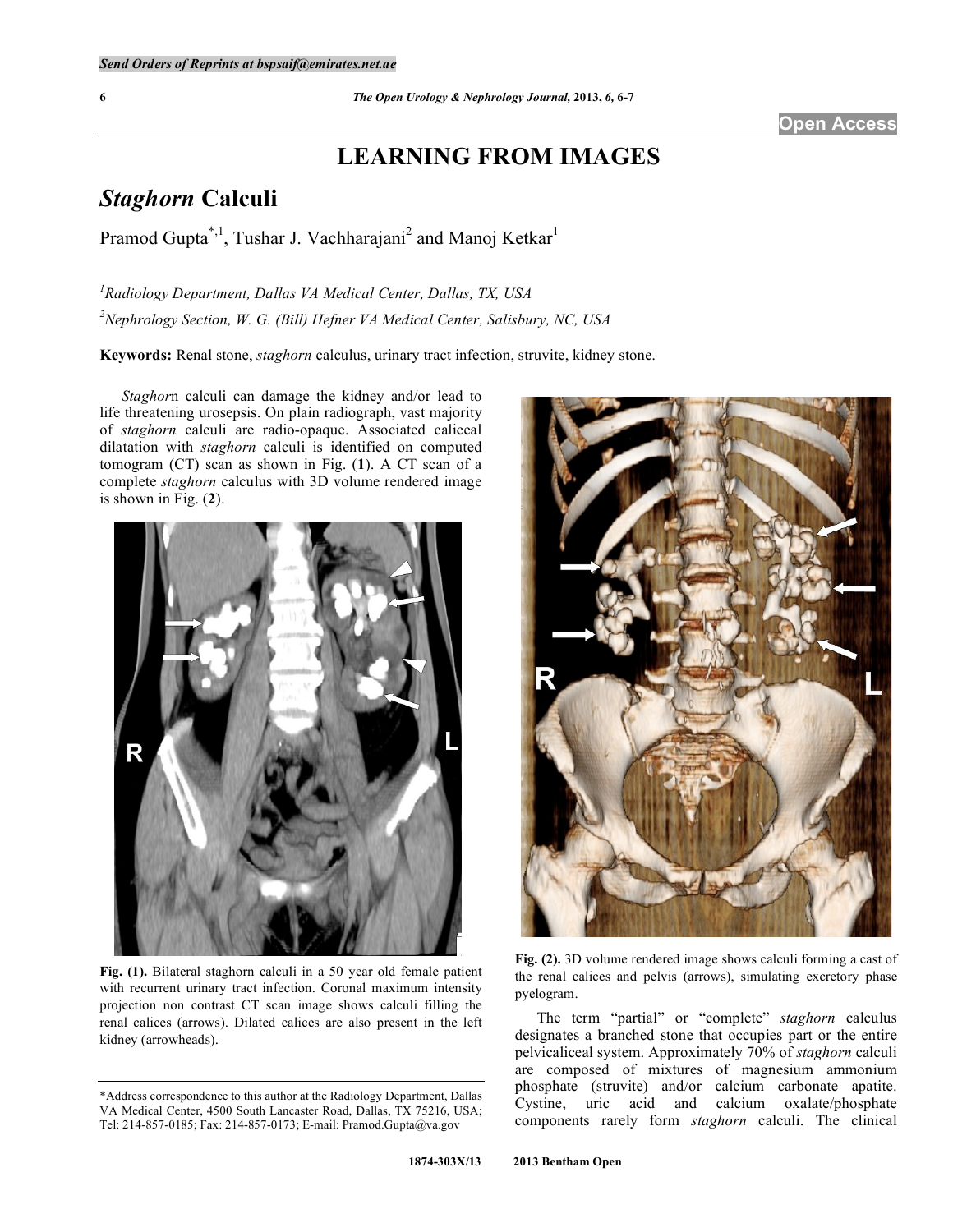Send Orders of Reprints at bspsaif@emirates.net.ae

## LEARNING FROM IMAGES

# *Staghorn* Calculi

Pramod Gupta[*,1], Tushar J. Vachharajani[2] and Manoj Ketkar[1]

[1]*Radiology Department, Dallas VA Medical Center, Dallas, TX, USA*

[2]*Nephrology Section, W. G. (Bill) Hefner VA Medical Center, Salisbury, NC, USA*

**Keywords:** Renal stone, *staghorn* calculus, urinary tract infection, struvite, kidney stone.

*Staghor*n calculi can damage the kidney and/or lead to life threatening urosepsis. On plain radiograph, vast majority of *staghorn* calculi are radio-opaque. Associated caliceal dilatation with *staghorn* calculi is identified on computed tomogram (CT) scan as shown in Fig. (**1**). A CT scan of a complete *staghorn* calculus with 3D volume rendered image is shown in Fig. (**2**).

**Fig. (1).** Bilateral staghorn calculi in a 50 year old female patient with recurrent urinary tract infection. Coronal maximum intensity projection non contrast CT scan image shows calculi filling the renal calices (arrows). Dilated calices are also present in the left kidney (arrowheads).

**Fig. (2).** 3D volume rendered image shows calculi forming a cast of the renal calices and pelvis (arrows), simulating excretory phase pyelogram.

The term "partial" or "complete" *staghorn* calculus designates a branched stone that occupies part or the entire pelvicaliceal system. Approximately 70% of *staghorn* calculi are composed of mixtures of magnesium ammonium phosphate (struvite) and/or calcium carbonate apatite. Cystine, uric acid and calcium oxalate/phosphate components rarely form *staghorn* calculi. The clinical

\*Address correspondence to this author at the Radiology Department, Dallas VA Medical Center, 4500 South Lancaster Road, Dallas, TX 75216, USA; Tel: 214-857-0185; Fax: 214-857-0173; E-mail: Pramod.Gupta@va.gov

1874-303X/13 2013 Bentham Open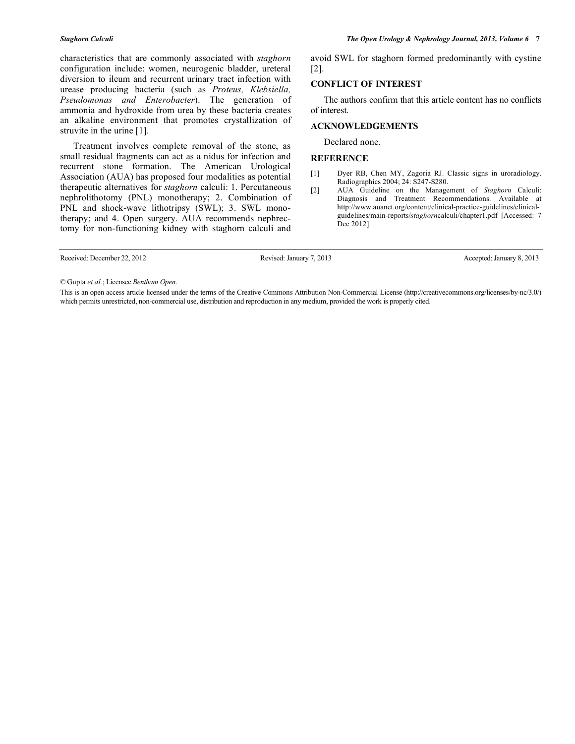characteristics that are commonly associated with *staghorn* configuration include: women, neurogenic bladder, ureteral diversion to ileum and recurrent urinary tract infection with urease producing bacteria (such as *Proteus, Klebsiella, Pseudomonas and Enterobacter*). The generation of ammonia and hydroxide from urea by these bacteria creates an alkaline environment that promotes crystallization of struvite in the urine [1].

Treatment involves complete removal of the stone, as small residual fragments can act as a nidus for infection and recurrent stone formation. The American Urological Association (AUA) has proposed four modalities as potential therapeutic alternatives for *staghorn* calculi: 1. Percutaneous nephrolithotomy (PNL) monotherapy; 2. Combination of PNL and shock-wave lithotripsy (SWL); 3. SWL monotherapy; and 4. Open surgery. AUA recommends nephrectomy for non-functioning kidney with staghorn calculi and avoid SWL for staghorn formed predominantly with cystine [2].

## CONFLICT OF INTEREST

The authors confirm that this article content has no conflicts of interest.

## ACKNOWLEDGEMENTS

Declared none.

## REFERENCE

[1] Dyer RB, Chen MY, Zagoria RJ. Classic signs in uroradiology. Radiographics 2004; 24: S247-S280.

[2] AUA Guideline on the Management of *Staghorn* Calculi: Diagnosis and Treatment Recommendations. Available at http://www.auanet.org/content/clinical-practice-guidelines/clinical-guidelines/main-reports/*staghorn*calculi/chapter1.pdf [Accessed: 7 Dec 2012].

Received: December 22, 2012 Revised: January 7, 2013 Accepted: January 8, 2013

© Gupta *et al.*; Licensee *Bentham Open*.

This is an open access article licensed under the terms of the Creative Commons Attribution Non-Commercial License (http://creativecommons.org/licenses/by-nc/3.0/) which permits unrestricted, non-commercial use, distribution and reproduction in any medium, provided the work is properly cited.